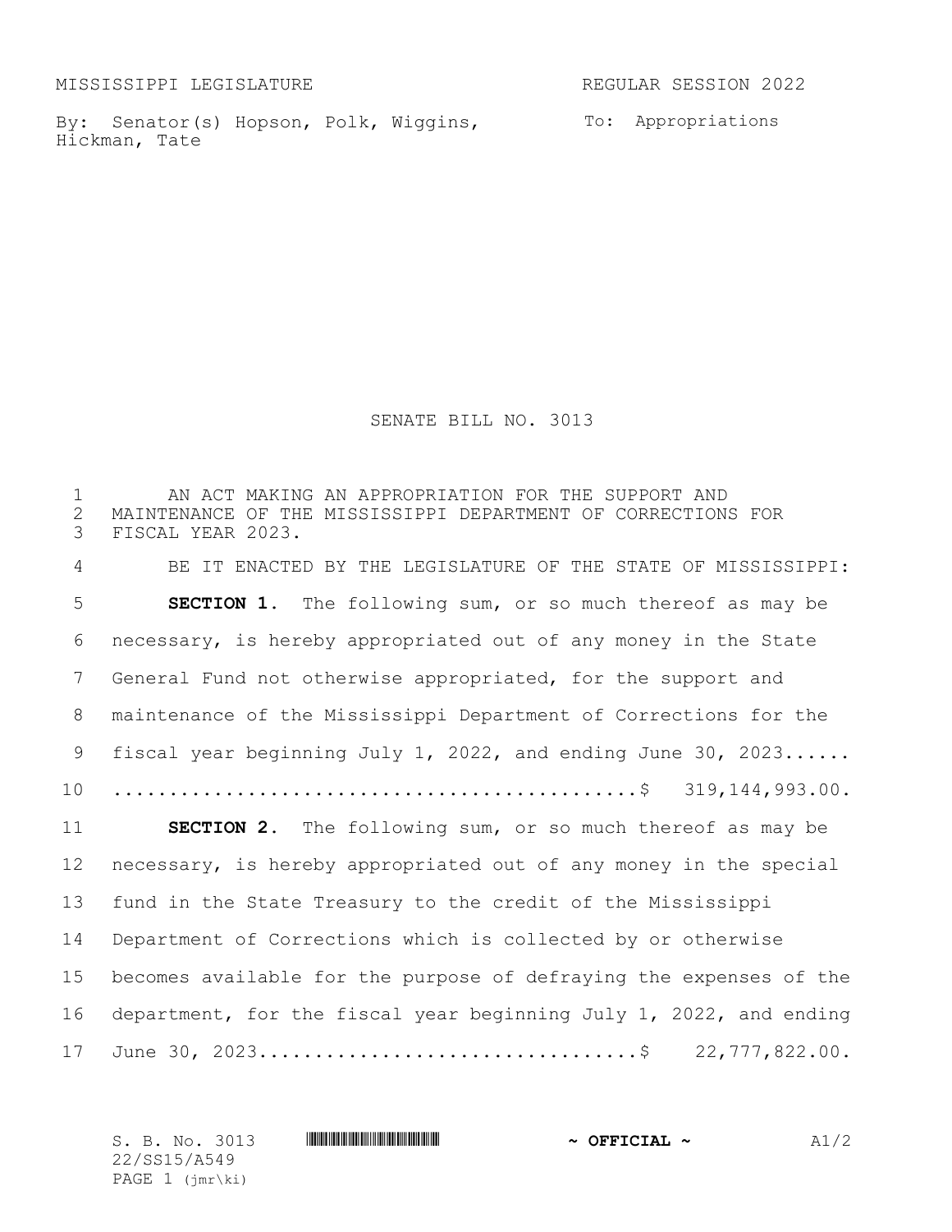MISSISSIPPI LEGISLATURE REGULAR SESSION 2022

By: Senator(s) Hopson, Polk, Wiggins, Hickman, Tate

To: Appropriations

# SENATE BILL NO. 3013

AN ACT MAKING AN APPROPRIATION FOR THE SUPPORT AND MAINTENANCE OF THE MISSISSIPPI DEPARTMENT OF CORRECTIONS FOR FISCAL YEAR 2023.

BE IT ENACTED BY THE LEGISLATURE OF THE STATE OF MISSISSIPPI:

**SECTION 1.** The following sum, or so much thereof as may be necessary, is hereby appropriated out of any money in the State General Fund not otherwise appropriated, for the support and maintenance of the Mississippi Department of Corrections for the fiscal year beginning July 1, 2022, and ending June 30, 2023...... ..............................................$ 319,144,993.00.

**SECTION 2.** The following sum, or so much thereof as may be necessary, is hereby appropriated out of any money in the special fund in the State Treasury to the credit of the Mississippi Department of Corrections which is collected by or otherwise becomes available for the purpose of defraying the expenses of the department, for the fiscal year beginning July 1, 2022, and ending June 30, 2023.................................$ 22,777,822.00.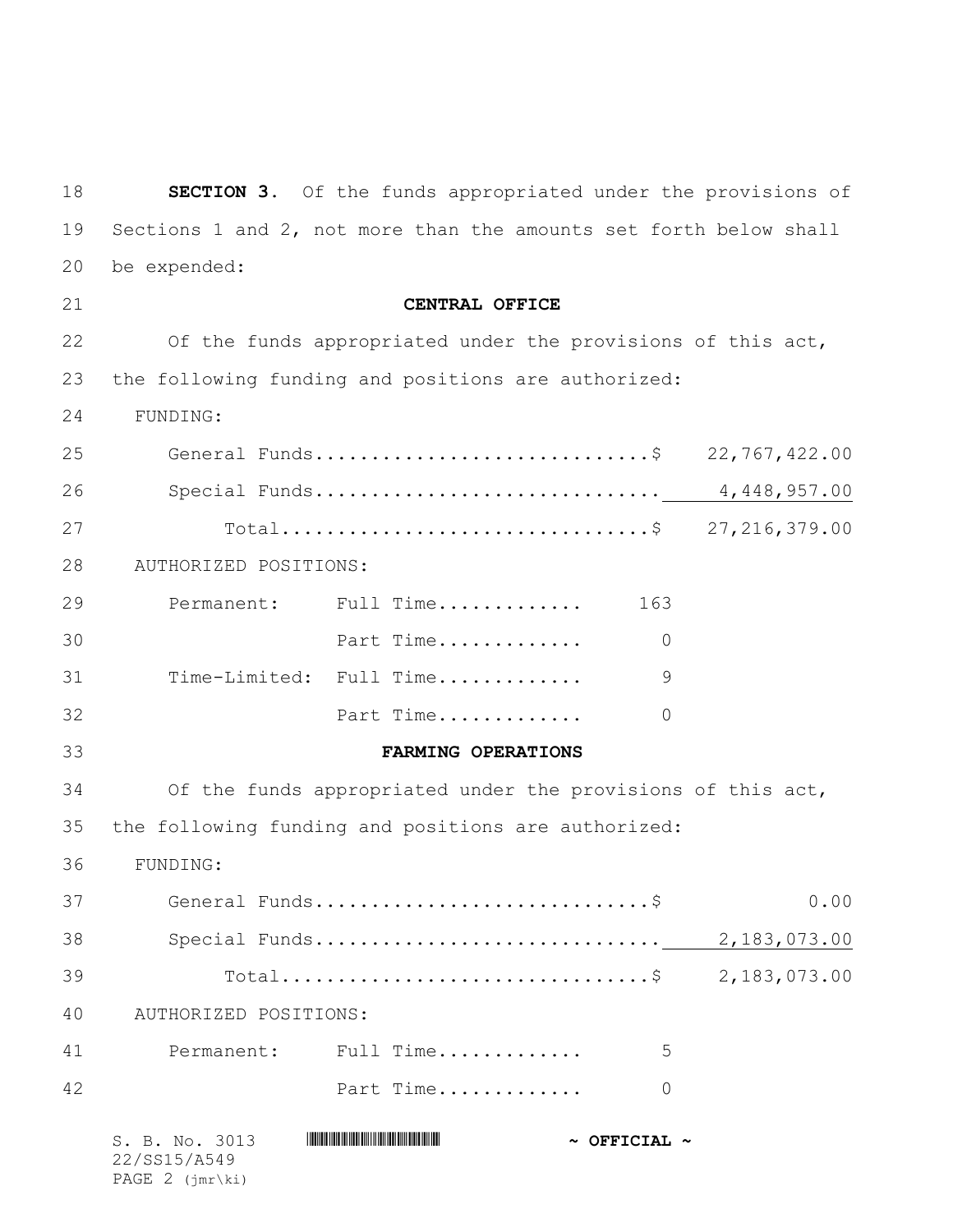**SECTION 3.** Of the funds appropriated under the provisions of Sections 1 and 2, not more than the amounts set forth below shall be expended:

**CENTRAL OFFICE**

Of the funds appropriated under the provisions of this act, the following funding and positions are authorized:

FUNDING:

| | | |
|---|---|---|
| General Funds | $ | 22,767,422.00 |
| Special Funds | | 4,448,957.00 |
| Total | $ | 27,216,379.00 |

AUTHORIZED POSITIONS:

| | | |
|---|---|---|
| Permanent: | Full Time | 163 |
| | Part Time | 0 |
| Time-Limited: | Full Time | 9 |
| | Part Time | 0 |

**FARMING OPERATIONS**

Of the funds appropriated under the provisions of this act, the following funding and positions are authorized:

FUNDING:

| | | |
|---|---|---|
| General Funds | $ | 0.00 |
| Special Funds | | 2,183,073.00 |
| Total | $ | 2,183,073.00 |

AUTHORIZED POSITIONS:

| | | |
|---|---|---|
| Permanent: | Full Time | 5 |
| | Part Time | 0 |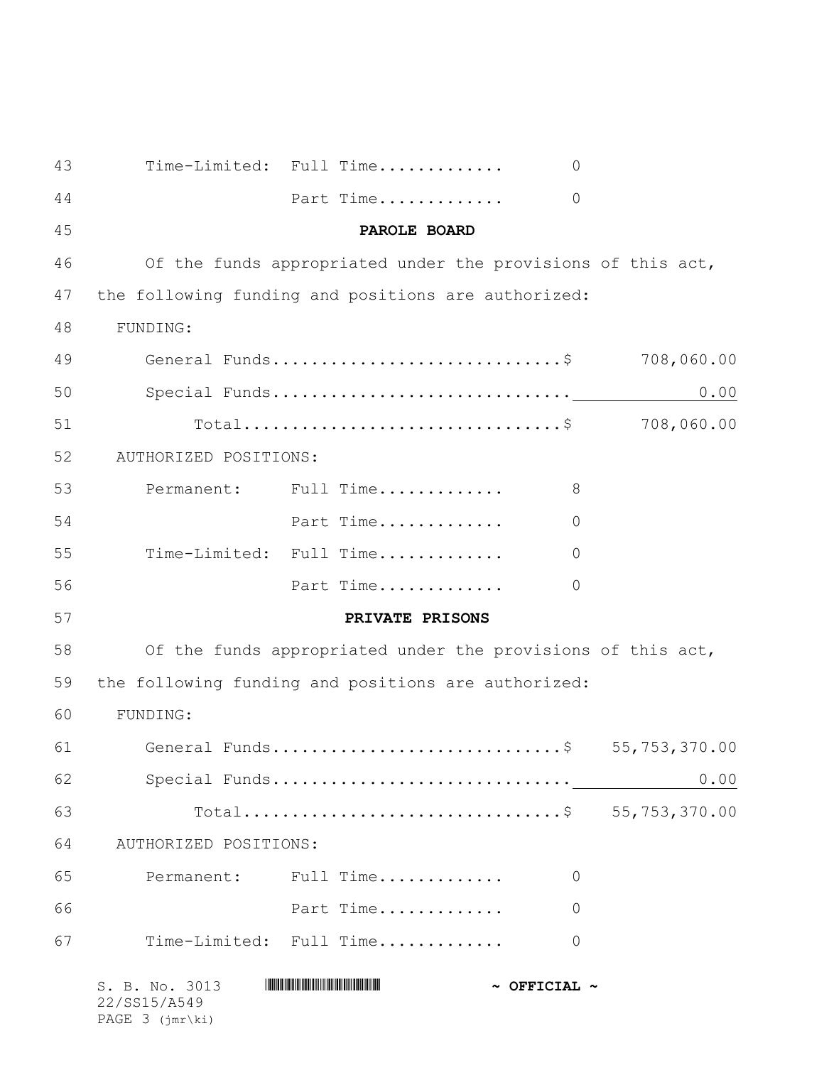Time-Limited: Full Time............. 0

Part Time............. 0

## PAROLE BOARD

Of the funds appropriated under the provisions of this act, the following funding and positions are authorized:

FUNDING:

| | |
|---|---|
| General Funds..............................$ | 708,060.00 |
| Special Funds.............................. | 0.00 |
| Total.................................$ | 708,060.00 |

AUTHORIZED POSITIONS:

| | | |
|---|---|---|
| Permanent: | Full Time............. | 8 |
| | Part Time............. | 0 |
| Time-Limited: | Full Time............. | 0 |
| | Part Time............. | 0 |

## PRIVATE PRISONS

Of the funds appropriated under the provisions of this act, the following funding and positions are authorized:

FUNDING:

| | |
|---|---|
| General Funds..............................$ | 55,753,370.00 |
| Special Funds.............................. | 0.00 |
| Total.................................$ | 55,753,370.00 |

AUTHORIZED POSITIONS:

| | | |
|---|---|---|
| Permanent: | Full Time............. | 0 |
| | Part Time............. | 0 |
| Time-Limited: | Full Time............. | 0 |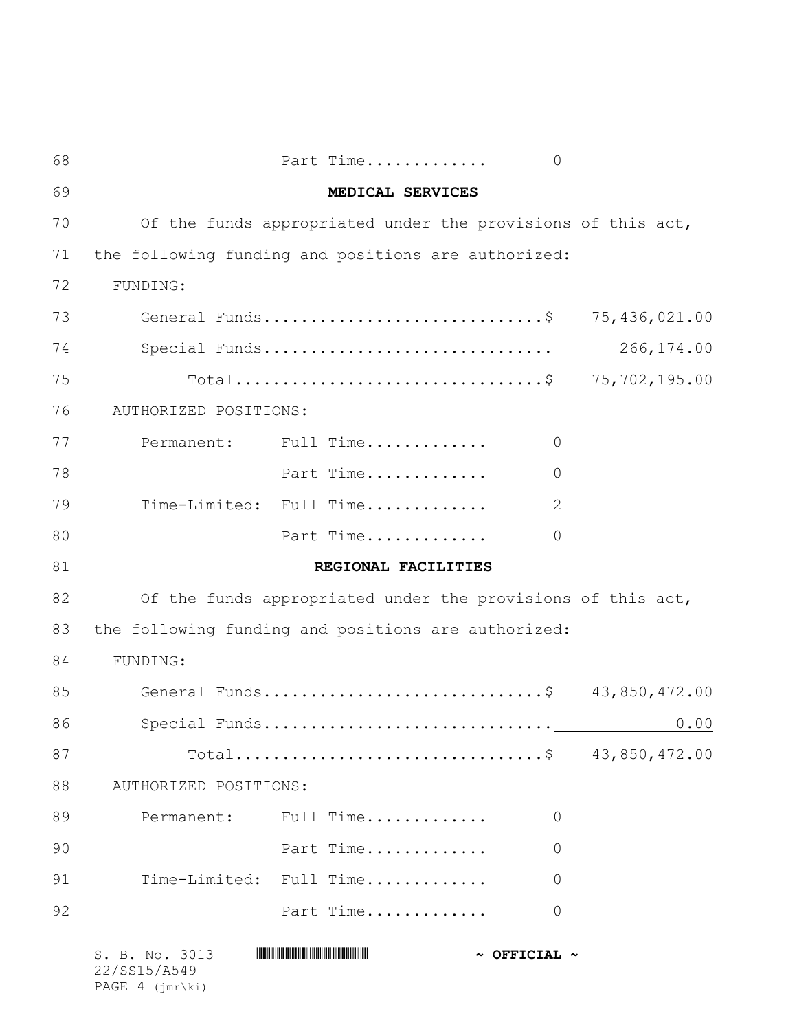Part Time............. 0

## MEDICAL SERVICES

Of the funds appropriated under the provisions of this act, the following funding and positions are authorized:

FUNDING:

| | |
|---|---|
| General Funds.............................$ | 75,436,021.00 |
| Special Funds.............................. | 266,174.00 |
| Total.................................$ | 75,702,195.00 |

AUTHORIZED POSITIONS:

| | | |
|---|---|---|
| Permanent: | Full Time............. | 0 |
| | Part Time............. | 0 |
| Time-Limited: | Full Time............. | 2 |
| | Part Time............. | 0 |

## REGIONAL FACILITIES

Of the funds appropriated under the provisions of this act, the following funding and positions are authorized:

FUNDING:

| | |
|---|---|
| General Funds.............................$ | 43,850,472.00 |
| Special Funds.............................. | 0.00 |
| Total.................................$ | 43,850,472.00 |

AUTHORIZED POSITIONS:

| | | |
|---|---|---|
| Permanent: | Full Time............. | 0 |
| | Part Time............. | 0 |
| Time-Limited: | Full Time............. | 0 |
| | Part Time............. | 0 |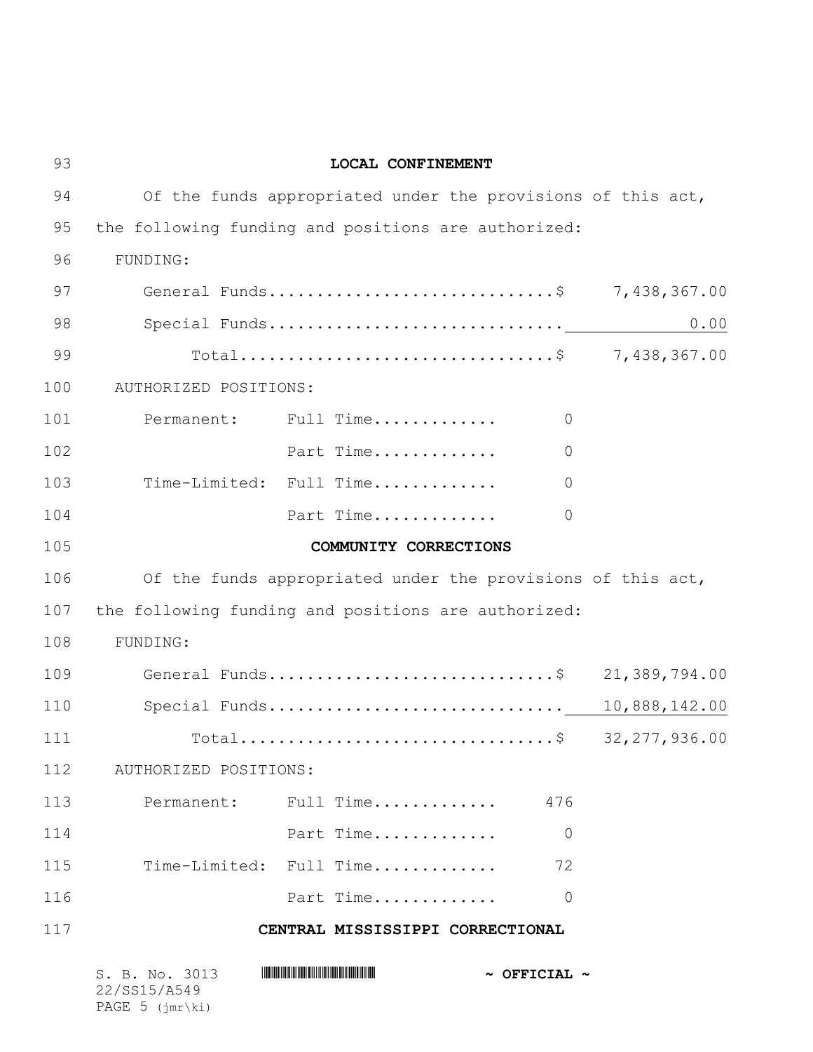**LOCAL CONFINEMENT**

Of the funds appropriated under the provisions of this act, the following funding and positions are authorized:

FUNDING:

| | |
|---|---|
| General Funds | $ 7,438,367.00 |
| Special Funds | 0.00 |
| Total | $ 7,438,367.00 |

AUTHORIZED POSITIONS:

| | | |
|---|---|---|
| Permanent: | Full Time | 0 |
| | Part Time | 0 |
| Time-Limited: | Full Time | 0 |
| | Part Time | 0 |

**COMMUNITY CORRECTIONS**

Of the funds appropriated under the provisions of this act, the following funding and positions are authorized:

FUNDING:

| | |
|---|---|
| General Funds | $ 21,389,794.00 |
| Special Funds | 10,888,142.00 |
| Total | $ 32,277,936.00 |

AUTHORIZED POSITIONS:

| | | |
|---|---|---|
| Permanent: | Full Time | 476 |
| | Part Time | 0 |
| Time-Limited: | Full Time | 72 |
| | Part Time | 0 |

**CENTRAL MISSISSIPPI CORRECTIONAL**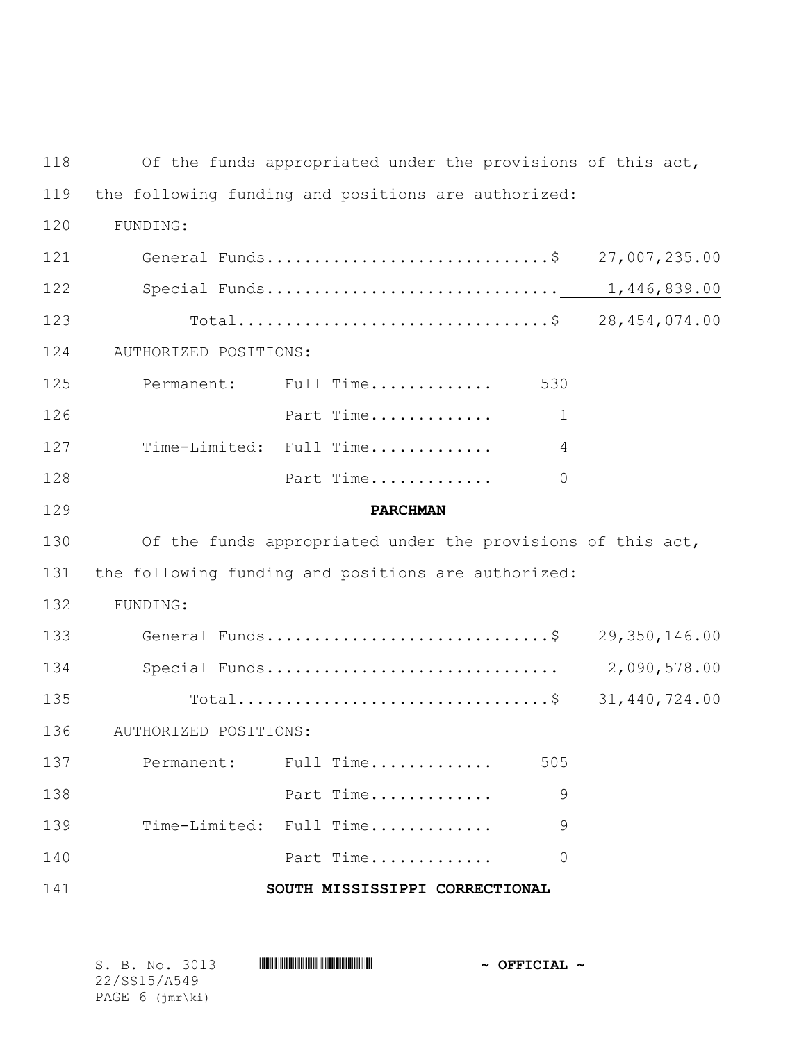Of the funds appropriated under the provisions of this act, the following funding and positions are authorized:

FUNDING:

| | |
|---|---|
| General Funds.............................$ | 27,007,235.00 |
| Special Funds............................. | 1,446,839.00 |
| Total.................................$ | 28,454,074.00 |

AUTHORIZED POSITIONS:

| | | |
|---|---|---|
| Permanent: | Full Time............ | 530 |
| | Part Time............ | 1 |
| Time-Limited: | Full Time............ | 4 |
| | Part Time............ | 0 |

**PARCHMAN**

Of the funds appropriated under the provisions of this act, the following funding and positions are authorized:

FUNDING:

| | |
|---|---|
| General Funds.............................$ | 29,350,146.00 |
| Special Funds............................. | 2,090,578.00 |
| Total.................................$ | 31,440,724.00 |

AUTHORIZED POSITIONS:

| | | |
|---|---|---|
| Permanent: | Full Time............ | 505 |
| | Part Time............ | 9 |
| Time-Limited: | Full Time............ | 9 |
| | Part Time............ | 0 |

**SOUTH MISSISSIPPI CORRECTIONAL**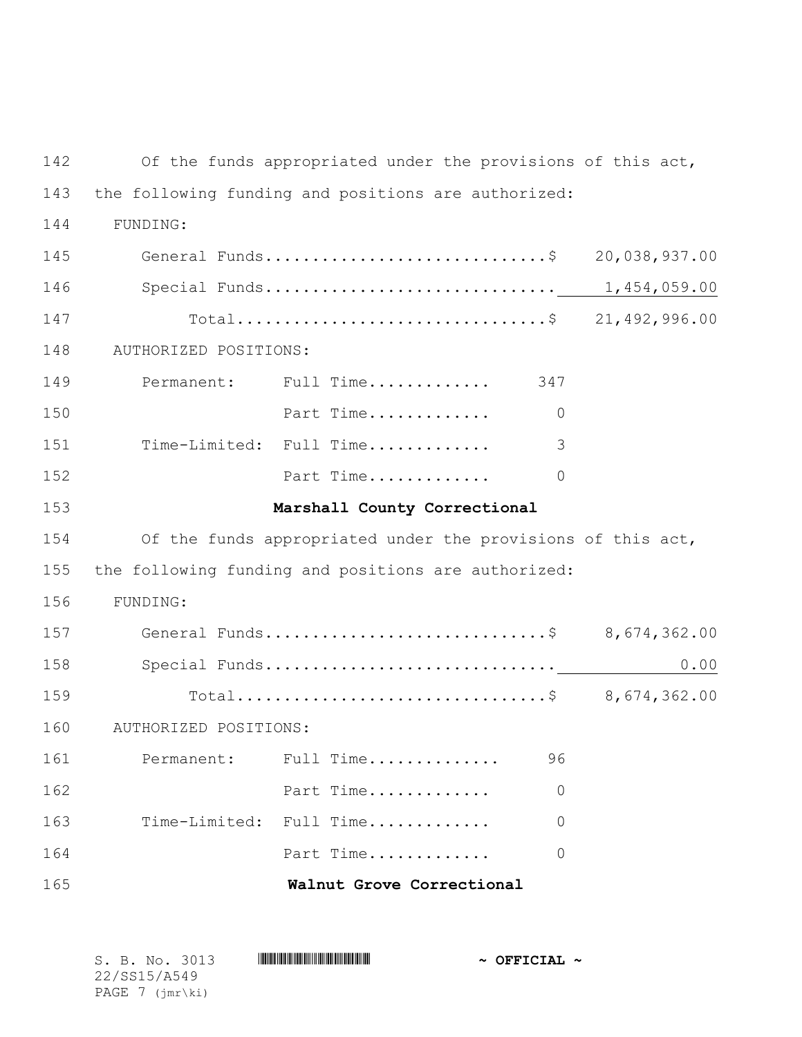Of the funds appropriated under the provisions of this act, the following funding and positions are authorized:

FUNDING:

| | |
|---|---|
| General Funds............................$ | 20,038,937.00 |
| Special Funds............................ | 1,454,059.00 |
| Total..............................$ | 21,492,996.00 |

AUTHORIZED POSITIONS:

| | | |
|---|---|---|
| Permanent: | Full Time............ | 347 |
| | Part Time............ | 0 |
| Time-Limited: | Full Time............ | 3 |
| | Part Time............ | 0 |

**Marshall County Correctional**

Of the funds appropriated under the provisions of this act, the following funding and positions are authorized:

FUNDING:

| | |
|---|---|
| General Funds............................$ | 8,674,362.00 |
| Special Funds............................ | 0.00 |
| Total..............................$ | 8,674,362.00 |

AUTHORIZED POSITIONS:

| | | |
|---|---|---|
| Permanent: | Full Time............. | 96 |
| | Part Time............ | 0 |
| Time-Limited: | Full Time............ | 0 |
| | Part Time............ | 0 |

**Walnut Grove Correctional**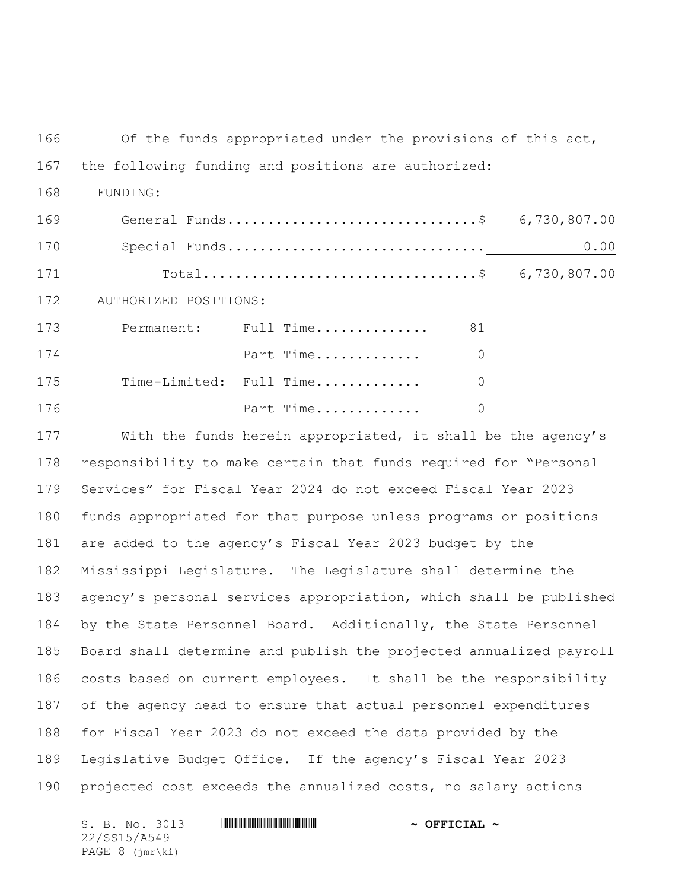Of the funds appropriated under the provisions of this act, the following funding and positions are authorized:

FUNDING:

| | |
|---|---|
| General Funds | $ 6,730,807.00 |
| Special Funds | 0.00 |
| Total | $ 6,730,807.00 |

AUTHORIZED POSITIONS:

| | | |
|---|---|---|
| Permanent: | Full Time | 81 |
| | Part Time | 0 |
| Time-Limited: | Full Time | 0 |
| | Part Time | 0 |

With the funds herein appropriated, it shall be the agency's responsibility to make certain that funds required for "Personal Services" for Fiscal Year 2024 do not exceed Fiscal Year 2023 funds appropriated for that purpose unless programs or positions are added to the agency's Fiscal Year 2023 budget by the Mississippi Legislature. The Legislature shall determine the agency's personal services appropriation, which shall be published by the State Personnel Board. Additionally, the State Personnel Board shall determine and publish the projected annualized payroll costs based on current employees. It shall be the responsibility of the agency head to ensure that actual personnel expenditures for Fiscal Year 2023 do not exceed the data provided by the Legislative Budget Office. If the agency's Fiscal Year 2023 projected cost exceeds the annualized costs, no salary actions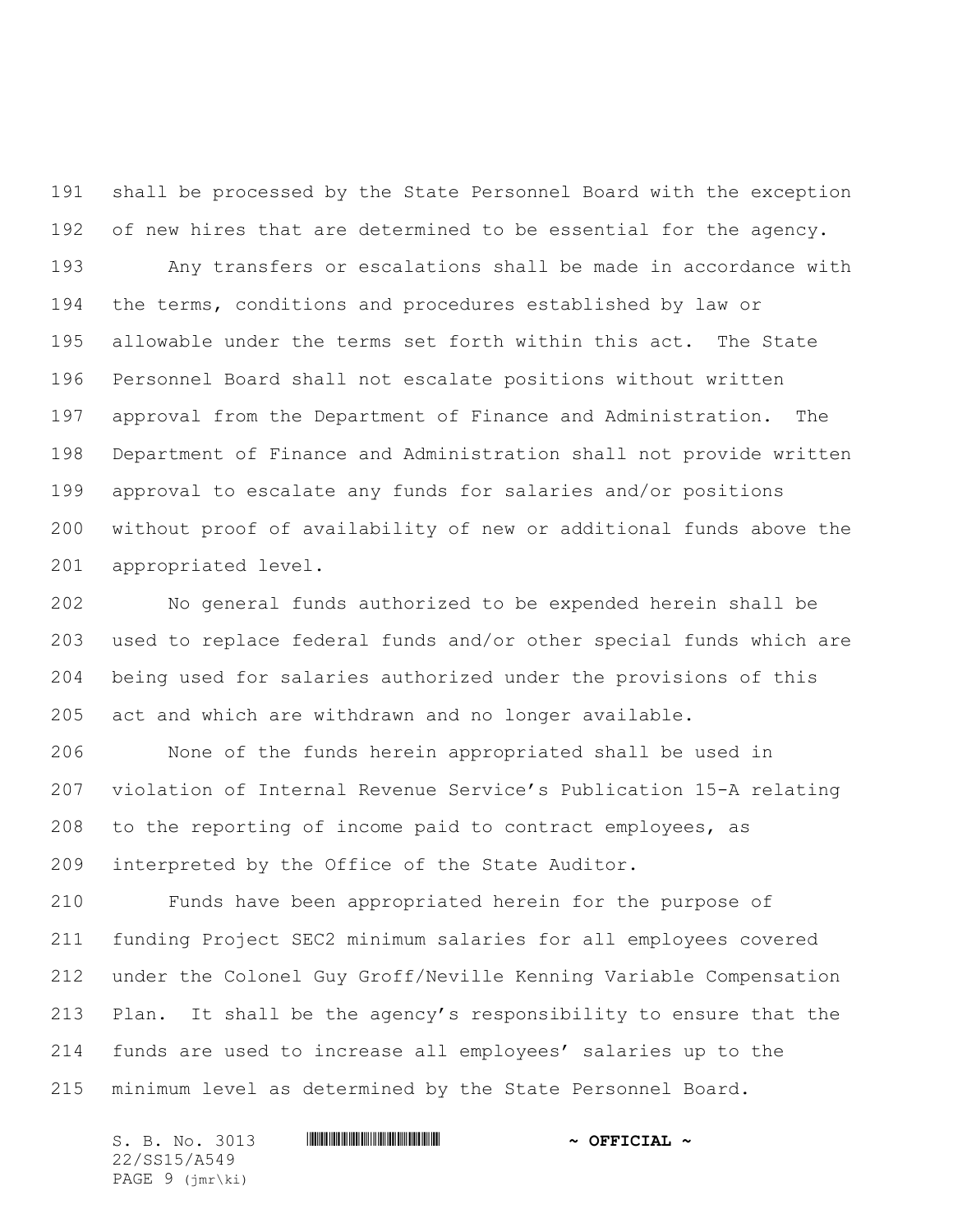shall be processed by the State Personnel Board with the exception of new hires that are determined to be essential for the agency.

Any transfers or escalations shall be made in accordance with the terms, conditions and procedures established by law or allowable under the terms set forth within this act. The State Personnel Board shall not escalate positions without written approval from the Department of Finance and Administration. The Department of Finance and Administration shall not provide written approval to escalate any funds for salaries and/or positions without proof of availability of new or additional funds above the appropriated level.

No general funds authorized to be expended herein shall be used to replace federal funds and/or other special funds which are being used for salaries authorized under the provisions of this act and which are withdrawn and no longer available.

None of the funds herein appropriated shall be used in violation of Internal Revenue Service's Publication 15-A relating to the reporting of income paid to contract employees, as interpreted by the Office of the State Auditor.

Funds have been appropriated herein for the purpose of funding Project SEC2 minimum salaries for all employees covered under the Colonel Guy Groff/Neville Kenning Variable Compensation Plan. It shall be the agency's responsibility to ensure that the funds are used to increase all employees' salaries up to the minimum level as determined by the State Personnel Board.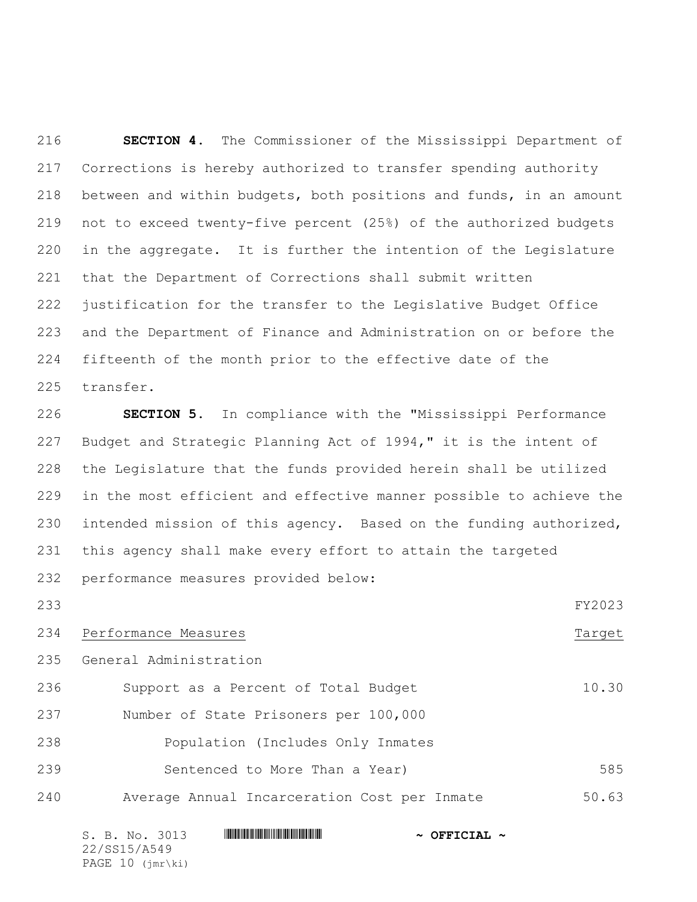**SECTION 4.** The Commissioner of the Mississippi Department of Corrections is hereby authorized to transfer spending authority between and within budgets, both positions and funds, in an amount not to exceed twenty-five percent (25%) of the authorized budgets in the aggregate. It is further the intention of the Legislature that the Department of Corrections shall submit written justification for the transfer to the Legislative Budget Office and the Department of Finance and Administration on or before the fifteenth of the month prior to the effective date of the transfer.

**SECTION 5.** In compliance with the "Mississippi Performance Budget and Strategic Planning Act of 1994," it is the intent of the Legislature that the funds provided herein shall be utilized in the most efficient and effective manner possible to achieve the intended mission of this agency. Based on the funding authorized, this agency shall make every effort to attain the targeted performance measures provided below:

| Performance Measures | FY2023 Target |
|---|---|
| General Administration | |
| Support as a Percent of Total Budget | 10.30 |
| Number of State Prisoners per 100,000 Population (Includes Only Inmates Sentenced to More Than a Year) | 585 |
| Average Annual Incarceration Cost per Inmate | 50.63 |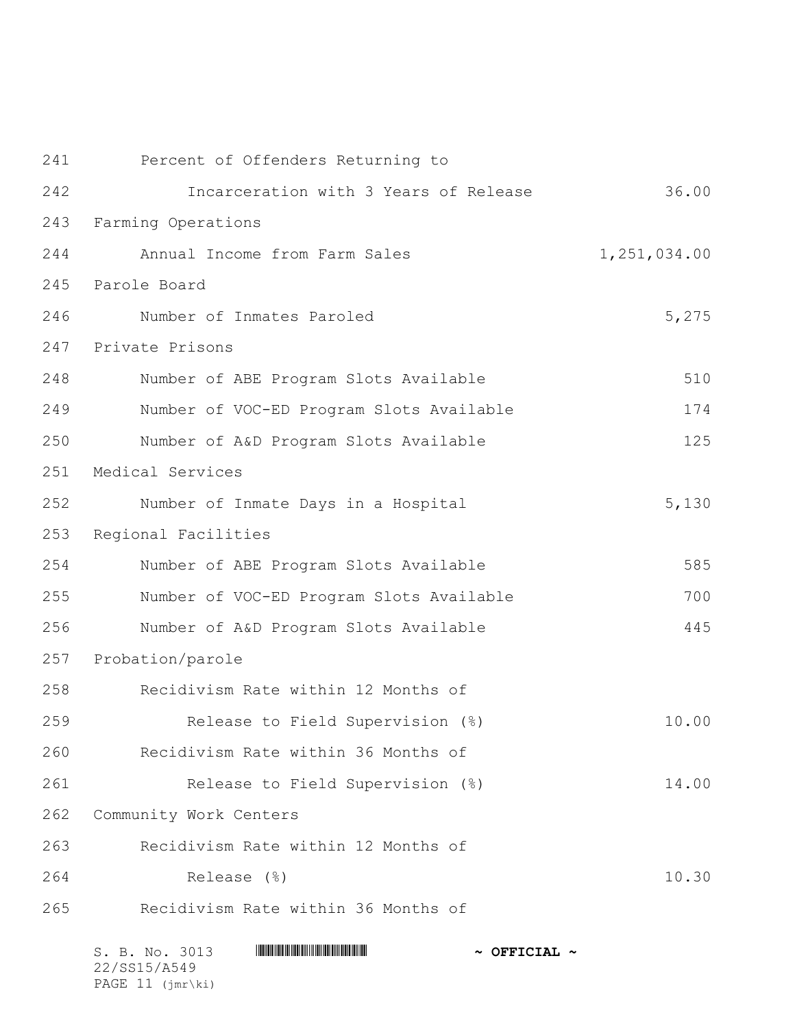| | |
|---|---|
| Percent of Offenders Returning to Incarceration with 3 Years of Release | 36.00 |
| **Farming Operations** | |
| Annual Income from Farm Sales | 1,251,034.00 |
| **Parole Board** | |
| Number of Inmates Paroled | 5,275 |
| **Private Prisons** | |
| Number of ABE Program Slots Available | 510 |
| Number of VOC-ED Program Slots Available | 174 |
| Number of A&D Program Slots Available | 125 |
| **Medical Services** | |
| Number of Inmate Days in a Hospital | 5,130 |
| **Regional Facilities** | |
| Number of ABE Program Slots Available | 585 |
| Number of VOC-ED Program Slots Available | 700 |
| Number of A&D Program Slots Available | 445 |
| **Probation/parole** | |
| Recidivism Rate within 12 Months of Release to Field Supervision (%) | 10.00 |
| Recidivism Rate within 36 Months of Release to Field Supervision (%) | 14.00 |
| **Community Work Centers** | |
| Recidivism Rate within 12 Months of Release (%) | 10.30 |
| Recidivism Rate within 36 Months of | |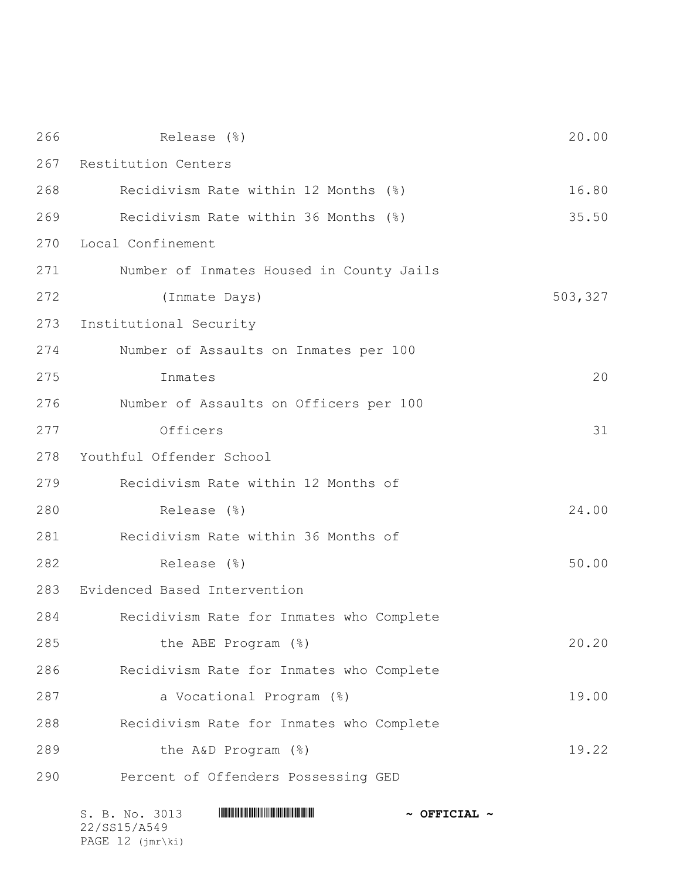| | |
|---|---|
| Release (%) | 20.00 |
| Restitution Centers | |
| Recidivism Rate within 12 Months (%) | 16.80 |
| Recidivism Rate within 36 Months (%) | 35.50 |
| Local Confinement | |
| Number of Inmates Housed in County Jails (Inmate Days) | 503,327 |
| Institutional Security | |
| Number of Assaults on Inmates per 100 Inmates | 20 |
| Number of Assaults on Officers per 100 Officers | 31 |
| Youthful Offender School | |
| Recidivism Rate within 12 Months of Release (%) | 24.00 |
| Recidivism Rate within 36 Months of Release (%) | 50.00 |
| Evidenced Based Intervention | |
| Recidivism Rate for Inmates who Complete the ABE Program (%) | 20.20 |
| Recidivism Rate for Inmates who Complete a Vocational Program (%) | 19.00 |
| Recidivism Rate for Inmates who Complete the A&D Program (%) | 19.22 |
| Percent of Offenders Possessing GED | |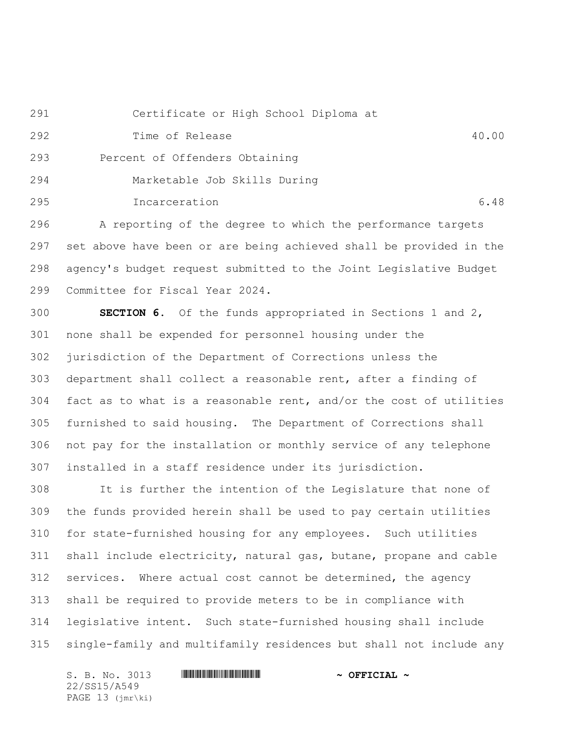| | |
|---|---|
| Certificate or High School Diploma at Time of Release | 40.00 |
| Percent of Offenders Obtaining Marketable Job Skills During Incarceration | 6.48 |

A reporting of the degree to which the performance targets set above have been or are being achieved shall be provided in the agency's budget request submitted to the Joint Legislative Budget Committee for Fiscal Year 2024.

**SECTION 6.** Of the funds appropriated in Sections 1 and 2, none shall be expended for personnel housing under the jurisdiction of the Department of Corrections unless the department shall collect a reasonable rent, after a finding of fact as to what is a reasonable rent, and/or the cost of utilities furnished to said housing. The Department of Corrections shall not pay for the installation or monthly service of any telephone installed in a staff residence under its jurisdiction.

It is further the intention of the Legislature that none of the funds provided herein shall be used to pay certain utilities for state-furnished housing for any employees. Such utilities shall include electricity, natural gas, butane, propane and cable services. Where actual cost cannot be determined, the agency shall be required to provide meters to be in compliance with legislative intent. Such state-furnished housing shall include single-family and multifamily residences but shall not include any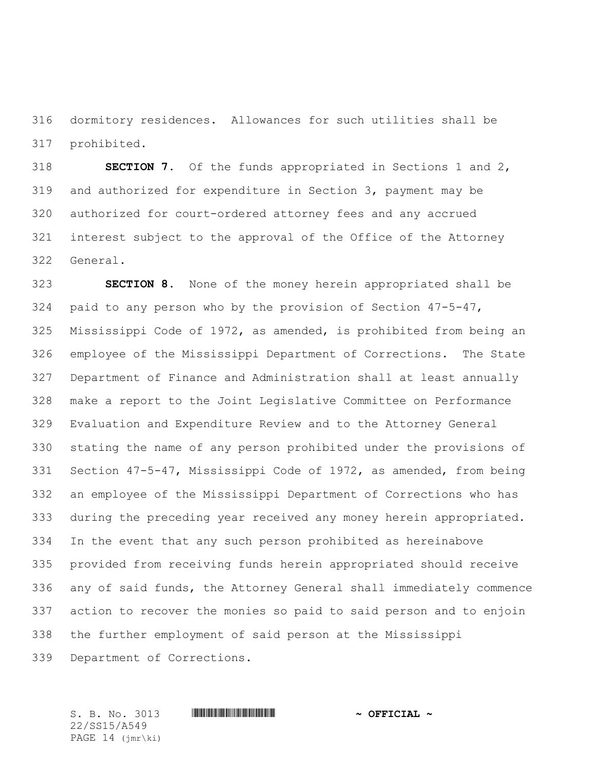dormitory residences. Allowances for such utilities shall be prohibited.

**SECTION 7.** Of the funds appropriated in Sections 1 and 2, and authorized for expenditure in Section 3, payment may be authorized for court-ordered attorney fees and any accrued interest subject to the approval of the Office of the Attorney General.

**SECTION 8.** None of the money herein appropriated shall be paid to any person who by the provision of Section 47-5-47, Mississippi Code of 1972, as amended, is prohibited from being an employee of the Mississippi Department of Corrections. The State Department of Finance and Administration shall at least annually make a report to the Joint Legislative Committee on Performance Evaluation and Expenditure Review and to the Attorney General stating the name of any person prohibited under the provisions of Section 47-5-47, Mississippi Code of 1972, as amended, from being an employee of the Mississippi Department of Corrections who has during the preceding year received any money herein appropriated. In the event that any such person prohibited as hereinabove provided from receiving funds herein appropriated should receive any of said funds, the Attorney General shall immediately commence action to recover the monies so paid to said person and to enjoin the further employment of said person at the Mississippi Department of Corrections.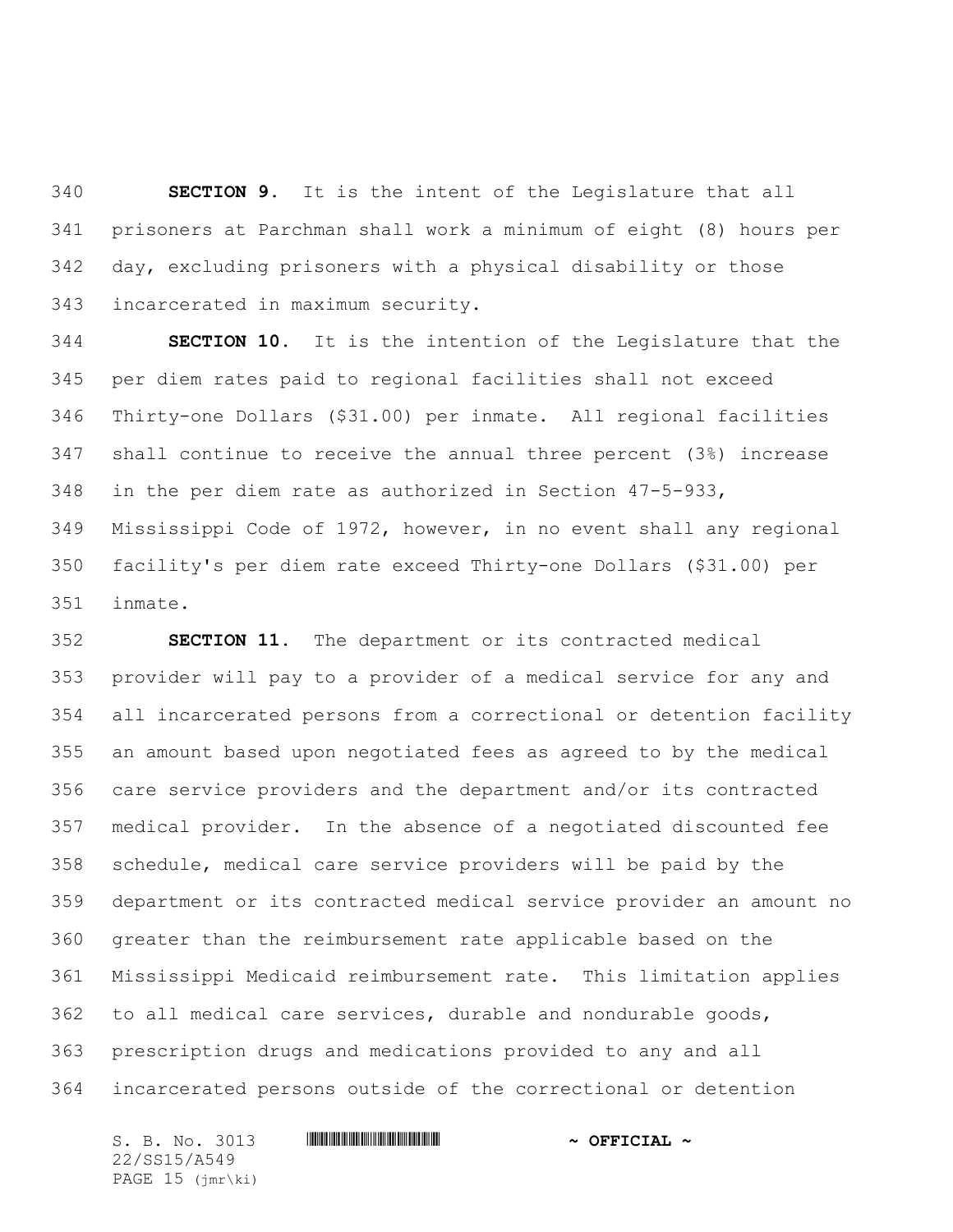**SECTION 9.** It is the intent of the Legislature that all prisoners at Parchman shall work a minimum of eight (8) hours per day, excluding prisoners with a physical disability or those incarcerated in maximum security.

**SECTION 10.** It is the intention of the Legislature that the per diem rates paid to regional facilities shall not exceed Thirty-one Dollars ($31.00) per inmate. All regional facilities shall continue to receive the annual three percent (3%) increase in the per diem rate as authorized in Section 47-5-933, Mississippi Code of 1972, however, in no event shall any regional facility's per diem rate exceed Thirty-one Dollars ($31.00) per inmate.

**SECTION 11.** The department or its contracted medical provider will pay to a provider of a medical service for any and all incarcerated persons from a correctional or detention facility an amount based upon negotiated fees as agreed to by the medical care service providers and the department and/or its contracted medical provider. In the absence of a negotiated discounted fee schedule, medical care service providers will be paid by the department or its contracted medical service provider an amount no greater than the reimbursement rate applicable based on the Mississippi Medicaid reimbursement rate. This limitation applies to all medical care services, durable and nondurable goods, prescription drugs and medications provided to any and all incarcerated persons outside of the correctional or detention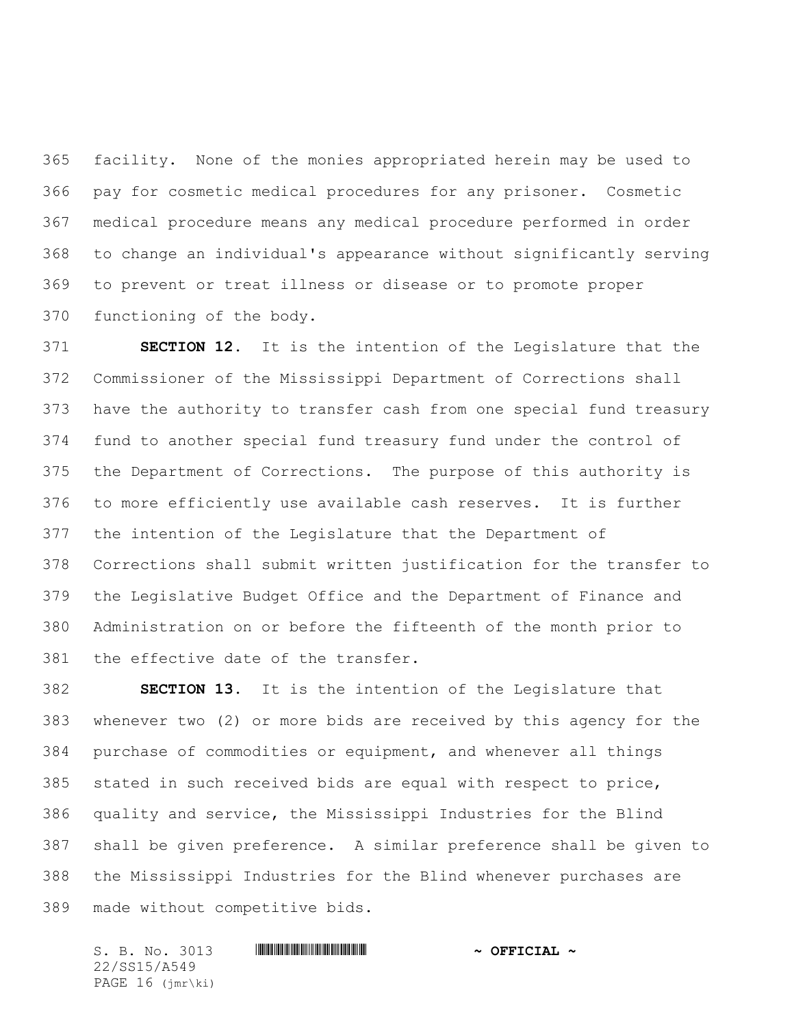facility. None of the monies appropriated herein may be used to pay for cosmetic medical procedures for any prisoner. Cosmetic medical procedure means any medical procedure performed in order to change an individual's appearance without significantly serving to prevent or treat illness or disease or to promote proper functioning of the body.

**SECTION 12.** It is the intention of the Legislature that the Commissioner of the Mississippi Department of Corrections shall have the authority to transfer cash from one special fund treasury fund to another special fund treasury fund under the control of the Department of Corrections. The purpose of this authority is to more efficiently use available cash reserves. It is further the intention of the Legislature that the Department of Corrections shall submit written justification for the transfer to the Legislative Budget Office and the Department of Finance and Administration on or before the fifteenth of the month prior to the effective date of the transfer.

**SECTION 13.** It is the intention of the Legislature that whenever two (2) or more bids are received by this agency for the purchase of commodities or equipment, and whenever all things stated in such received bids are equal with respect to price, quality and service, the Mississippi Industries for the Blind shall be given preference. A similar preference shall be given to the Mississippi Industries for the Blind whenever purchases are made without competitive bids.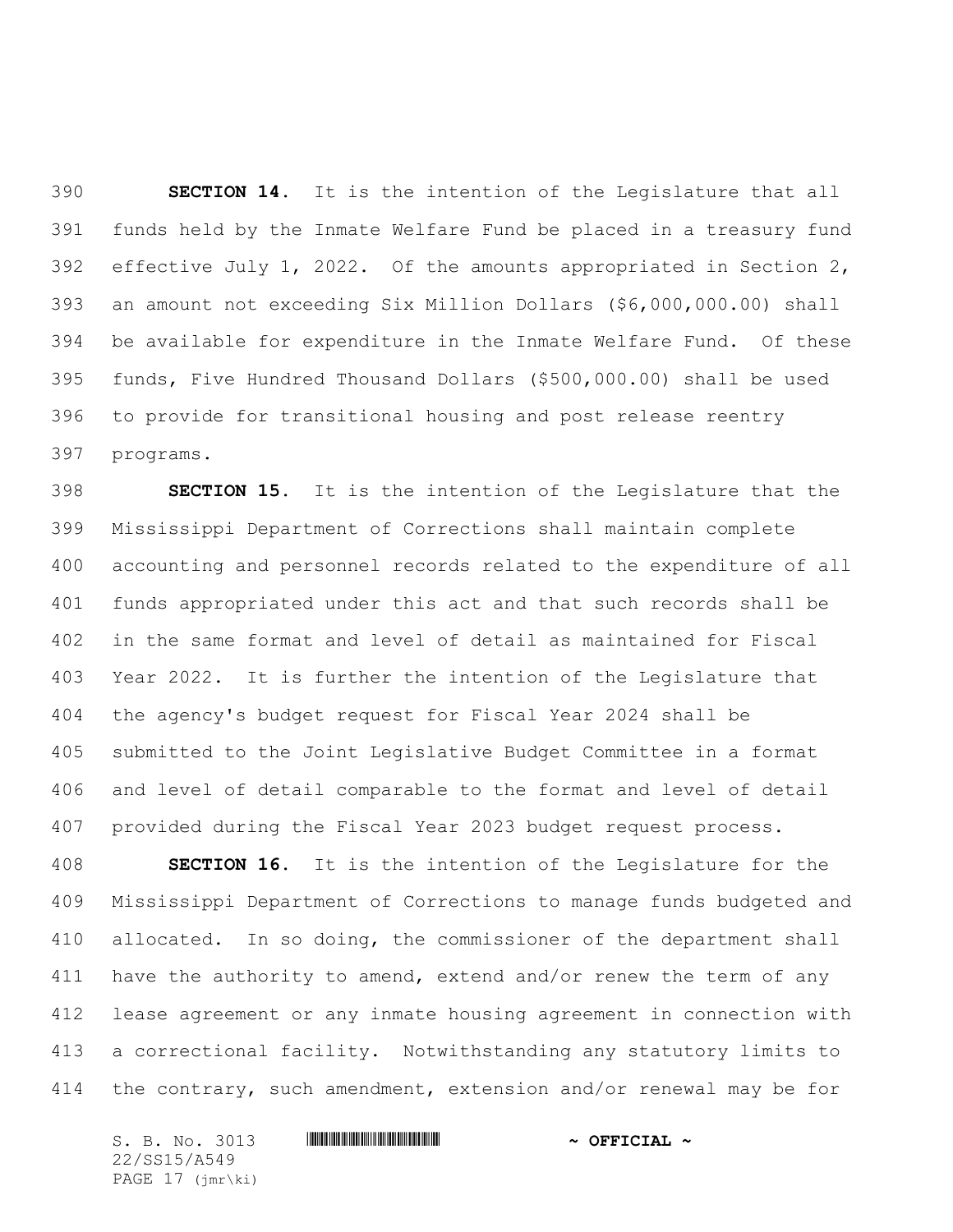**SECTION 14.** It is the intention of the Legislature that all funds held by the Inmate Welfare Fund be placed in a treasury fund effective July 1, 2022. Of the amounts appropriated in Section 2, an amount not exceeding Six Million Dollars ($6,000,000.00) shall be available for expenditure in the Inmate Welfare Fund. Of these funds, Five Hundred Thousand Dollars ($500,000.00) shall be used to provide for transitional housing and post release reentry programs.

**SECTION 15.** It is the intention of the Legislature that the Mississippi Department of Corrections shall maintain complete accounting and personnel records related to the expenditure of all funds appropriated under this act and that such records shall be in the same format and level of detail as maintained for Fiscal Year 2022. It is further the intention of the Legislature that the agency's budget request for Fiscal Year 2024 shall be submitted to the Joint Legislative Budget Committee in a format and level of detail comparable to the format and level of detail provided during the Fiscal Year 2023 budget request process.

**SECTION 16.** It is the intention of the Legislature for the Mississippi Department of Corrections to manage funds budgeted and allocated. In so doing, the commissioner of the department shall have the authority to amend, extend and/or renew the term of any lease agreement or any inmate housing agreement in connection with a correctional facility. Notwithstanding any statutory limits to the contrary, such amendment, extension and/or renewal may be for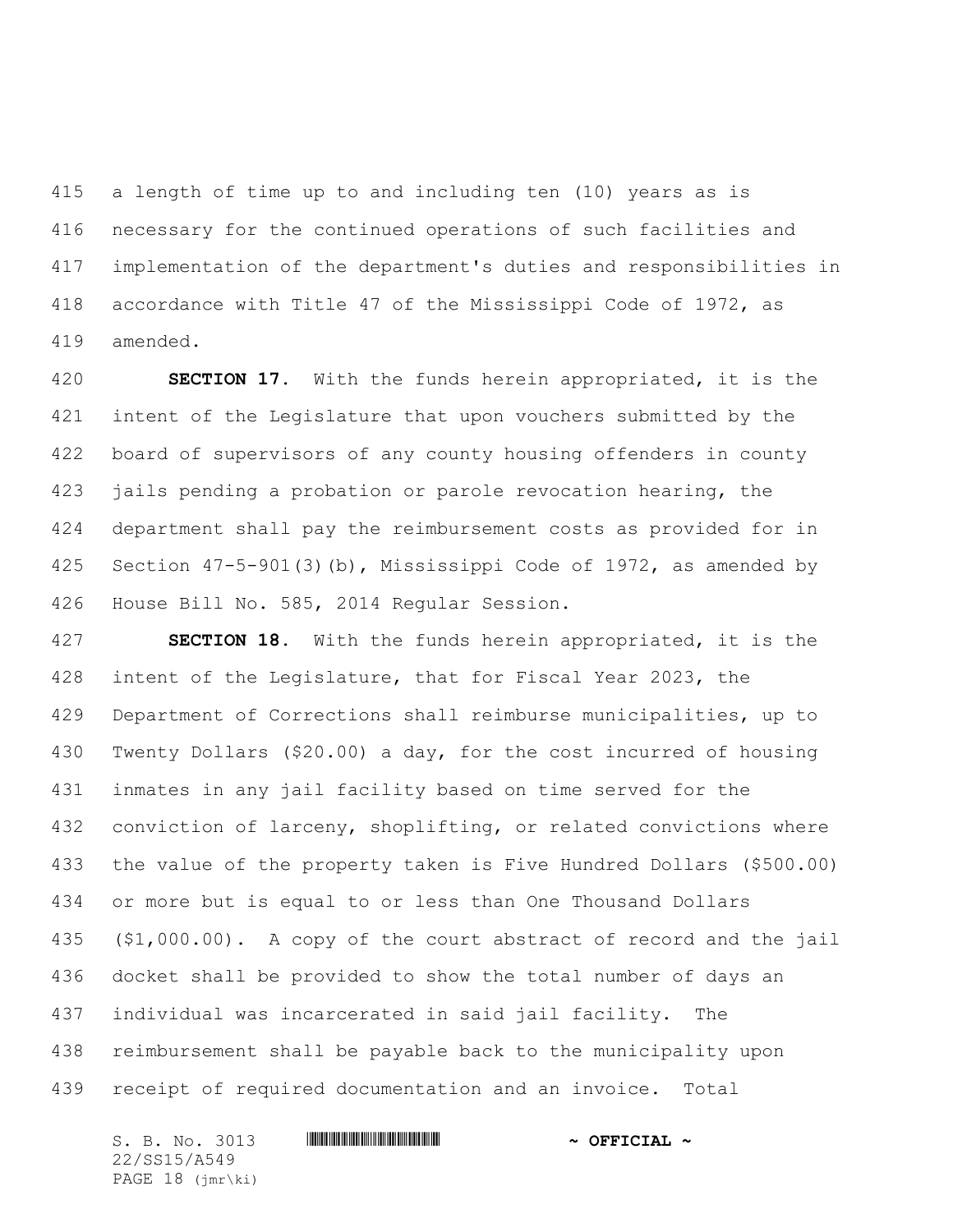a length of time up to and including ten (10) years as is necessary for the continued operations of such facilities and implementation of the department's duties and responsibilities in accordance with Title 47 of the Mississippi Code of 1972, as amended.

**SECTION 17.** With the funds herein appropriated, it is the intent of the Legislature that upon vouchers submitted by the board of supervisors of any county housing offenders in county jails pending a probation or parole revocation hearing, the department shall pay the reimbursement costs as provided for in Section 47-5-901(3)(b), Mississippi Code of 1972, as amended by House Bill No. 585, 2014 Regular Session.

**SECTION 18.** With the funds herein appropriated, it is the intent of the Legislature, that for Fiscal Year 2023, the Department of Corrections shall reimburse municipalities, up to Twenty Dollars ($20.00) a day, for the cost incurred of housing inmates in any jail facility based on time served for the conviction of larceny, shoplifting, or related convictions where the value of the property taken is Five Hundred Dollars ($500.00) or more but is equal to or less than One Thousand Dollars ($1,000.00). A copy of the court abstract of record and the jail docket shall be provided to show the total number of days an individual was incarcerated in said jail facility. The reimbursement shall be payable back to the municipality upon receipt of required documentation and an invoice. Total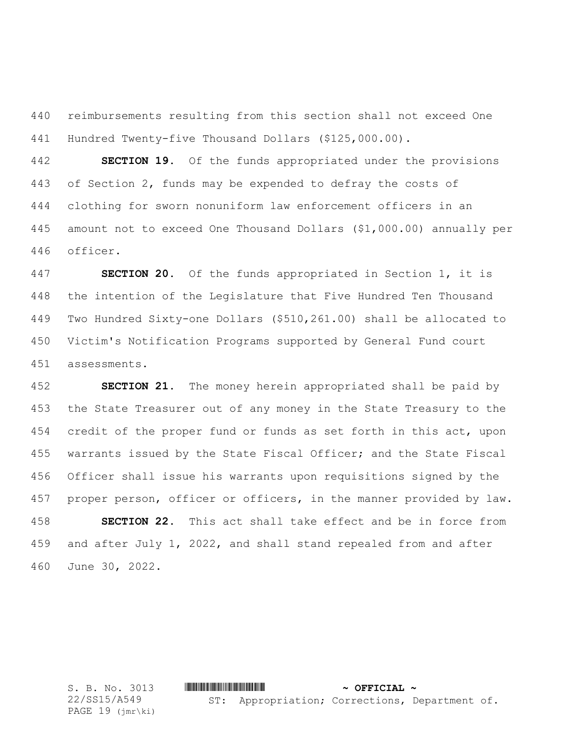reimbursements resulting from this section shall not exceed One Hundred Twenty-five Thousand Dollars ($125,000.00).

**SECTION 19.** Of the funds appropriated under the provisions of Section 2, funds may be expended to defray the costs of clothing for sworn nonuniform law enforcement officers in an amount not to exceed One Thousand Dollars ($1,000.00) annually per officer.

**SECTION 20.** Of the funds appropriated in Section 1, it is the intention of the Legislature that Five Hundred Ten Thousand Two Hundred Sixty-one Dollars ($510,261.00) shall be allocated to Victim's Notification Programs supported by General Fund court assessments.

**SECTION 21.** The money herein appropriated shall be paid by the State Treasurer out of any money in the State Treasury to the credit of the proper fund or funds as set forth in this act, upon warrants issued by the State Fiscal Officer; and the State Fiscal Officer shall issue his warrants upon requisitions signed by the proper person, officer or officers, in the manner provided by law.

**SECTION 22.** This act shall take effect and be in force from and after July 1, 2022, and shall stand repealed from and after June 30, 2022.